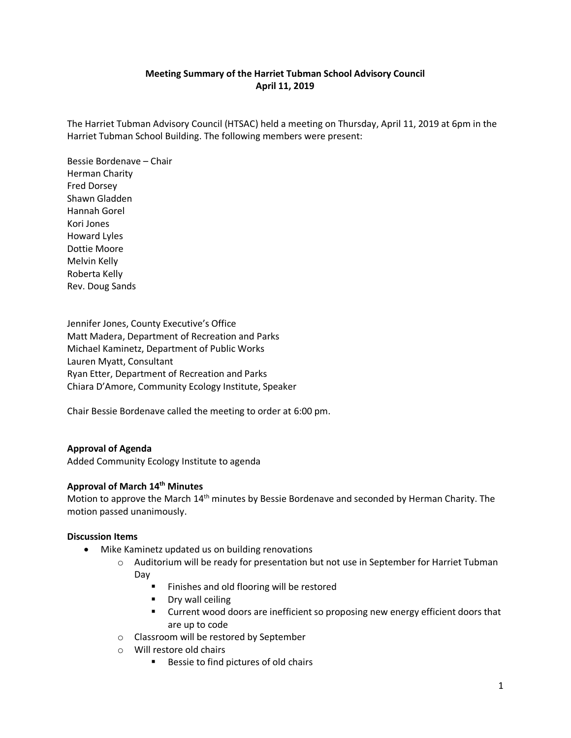**Meeting Summary of the Harriet Tubman School Advisory Council**
**April 11, 2019**

The Harriet Tubman Advisory Council (HTSAC) held a meeting on Thursday, April 11, 2019 at 6pm in the Harriet Tubman School Building. The following members were present:

Bessie Bordenave – Chair
Herman Charity
Fred Dorsey
Shawn Gladden
Hannah Gorel
Kori Jones
Howard Lyles
Dottie Moore
Melvin Kelly
Roberta Kelly
Rev. Doug Sands

Jennifer Jones, County Executive's Office
Matt Madera, Department of Recreation and Parks
Michael Kaminetz, Department of Public Works
Lauren Myatt, Consultant
Ryan Etter, Department of Recreation and Parks
Chiara D'Amore, Community Ecology Institute, Speaker

Chair Bessie Bordenave called the meeting to order at 6:00 pm.

**Approval of Agenda**
Added Community Ecology Institute to agenda

**Approval of March 14th Minutes**
Motion to approve the March 14th minutes by Bessie Bordenave and seconded by Herman Charity. The motion passed unanimously.

**Discussion Items**

- Mike Kaminetz updated us on building renovations
    - Auditorium will be ready for presentation but not use in September for Harriet Tubman Day
        - Finishes and old flooring will be restored
        - Dry wall ceiling
        - Current wood doors are inefficient so proposing new energy efficient doors that are up to code
    - Classroom will be restored by September
    - Will restore old chairs
        - Bessie to find pictures of old chairs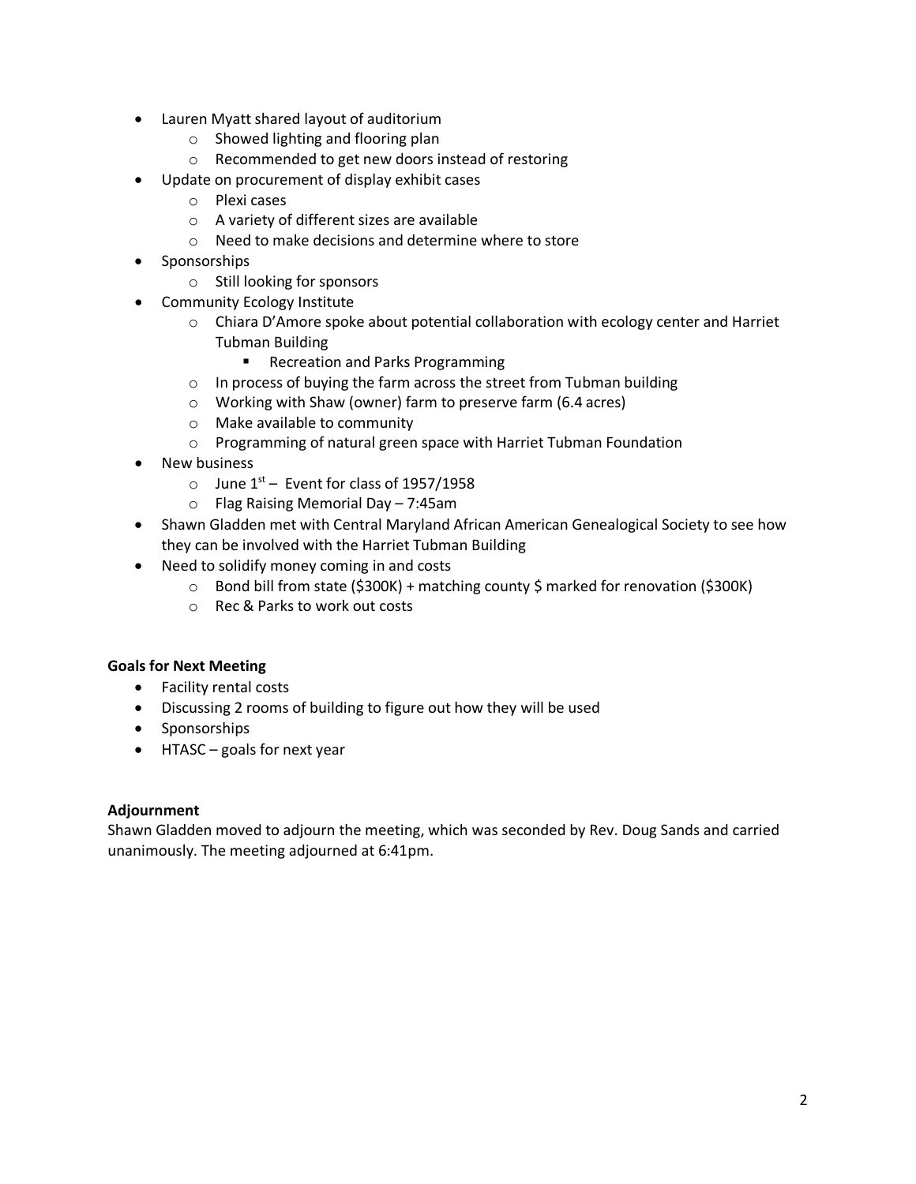- Lauren Myatt shared layout of auditorium
  - Showed lighting and flooring plan
  - Recommended to get new doors instead of restoring
- Update on procurement of display exhibit cases
  - Plexi cases
  - A variety of different sizes are available
  - Need to make decisions and determine where to store
- Sponsorships
  - Still looking for sponsors
- Community Ecology Institute
  - Chiara D'Amore spoke about potential collaboration with ecology center and Harriet Tubman Building
    - Recreation and Parks Programming
  - In process of buying the farm across the street from Tubman building
  - Working with Shaw (owner) farm to preserve farm (6.4 acres)
  - Make available to community
  - Programming of natural green space with Harriet Tubman Foundation
- New business
  - June 1st – Event for class of 1957/1958
  - Flag Raising Memorial Day – 7:45am
- Shawn Gladden met with Central Maryland African American Genealogical Society to see how they can be involved with the Harriet Tubman Building
- Need to solidify money coming in and costs
  - Bond bill from state ($300K) + matching county $ marked for renovation ($300K)
  - Rec & Parks to work out costs

**Goals for Next Meeting**

- Facility rental costs
- Discussing 2 rooms of building to figure out how they will be used
- Sponsorships
- HTASC – goals for next year

**Adjournment**

Shawn Gladden moved to adjourn the meeting, which was seconded by Rev. Doug Sands and carried unanimously. The meeting adjourned at 6:41pm.